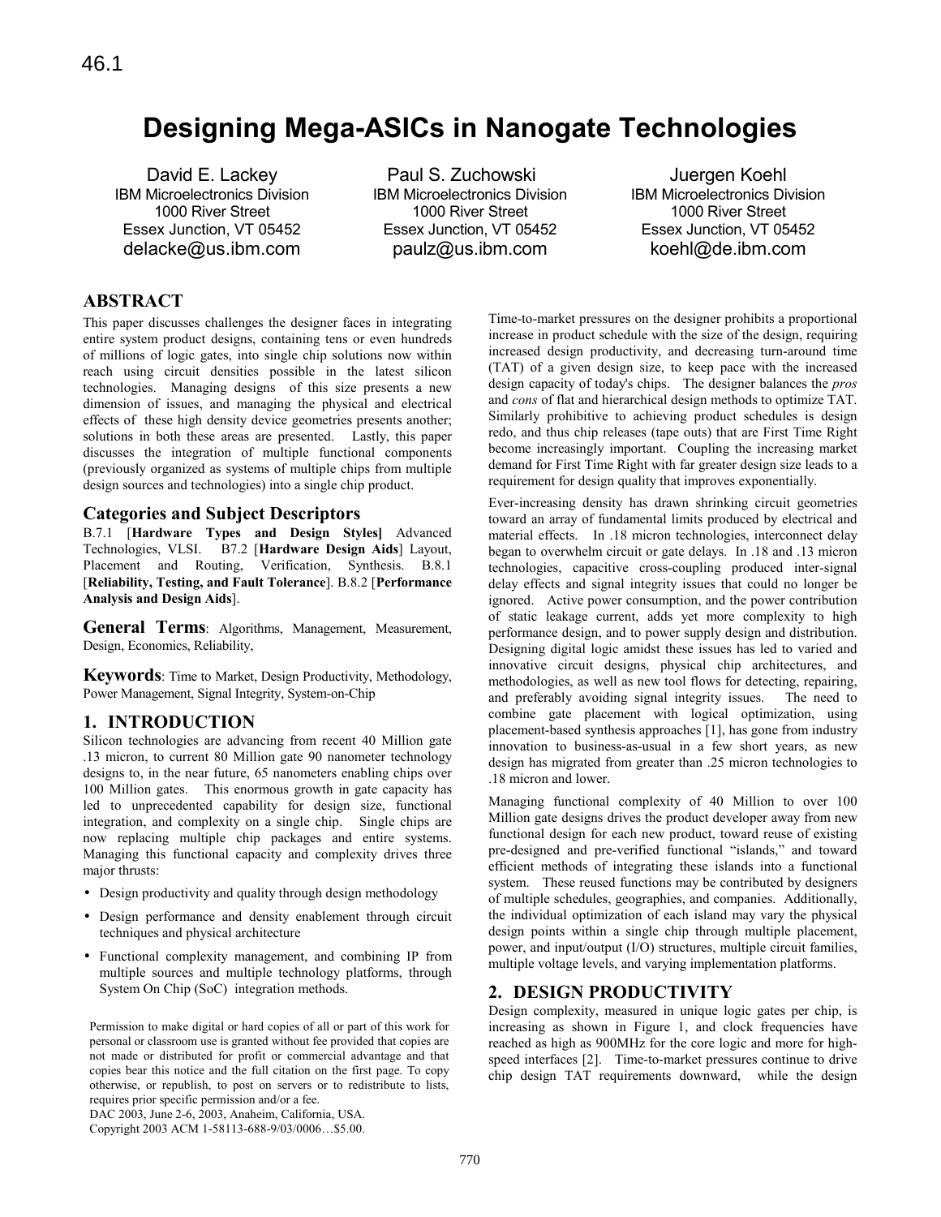# Designing Mega-ASICs in Nanogate Technologies

David E. Lackey
IBM Microelectronics Division
1000 River Street
Essex Junction, VT 05452
delacke@us.ibm.com

Paul S. Zuchowski
IBM Microelectronics Division
1000 River Street
Essex Junction, VT 05452
paulz@us.ibm.com

Juergen Koehl
IBM Microelectronics Division
1000 River Street
Essex Junction, VT 05452
koehl@de.ibm.com

## ABSTRACT

This paper discusses challenges the designer faces in integrating entire system product designs, containing tens or even hundreds of millions of logic gates, into single chip solutions now within reach using circuit densities possible in the latest silicon technologies. Managing designs of this size presents a new dimension of issues, and managing the physical and electrical effects of these high density device geometries presents another; solutions in both these areas are presented. Lastly, this paper discusses the integration of multiple functional components (previously organized as systems of multiple chips from multiple design sources and technologies) into a single chip product.

### Categories and Subject Descriptors

B.7.1 [**Hardware Types and Design Styles]** Advanced Technologies, VLSI. B7.2 [**Hardware Design Aids**] Layout, Placement and Routing, Verification, Synthesis. B.8.1 [**Reliability, Testing, and Fault Tolerance**]. B.8.2 [**Performance Analysis and Design Aids**].

**General Terms**: Algorithms, Management, Measurement, Design, Economics, Reliability,

**Keywords**: Time to Market, Design Productivity, Methodology, Power Management, Signal Integrity, System-on-Chip

## 1. INTRODUCTION

Silicon technologies are advancing from recent 40 Million gate .13 micron, to current 80 Million gate 90 nanometer technology designs to, in the near future, 65 nanometers enabling chips over 100 Million gates. This enormous growth in gate capacity has led to unprecedented capability for design size, functional integration, and complexity on a single chip. Single chips are now replacing multiple chip packages and entire systems. Managing this functional capacity and complexity drives three major thrusts:

- Design productivity and quality through design methodology
- Design performance and density enablement through circuit techniques and physical architecture
- Functional complexity management, and combining IP from multiple sources and multiple technology platforms, through System On Chip (SoC) integration methods.

Permission to make digital or hard copies of all or part of this work for personal or classroom use is granted without fee provided that copies are not made or distributed for profit or commercial advantage and that copies bear this notice and the full citation on the first page. To copy otherwise, or republish, to post on servers or to redistribute to lists, requires prior specific permission and/or a fee.
DAC 2003, June 2-6, 2003, Anaheim, California, USA.
Copyright 2003 ACM 1-58113-688-9/03/0006…$5.00.

Time-to-market pressures on the designer prohibits a proportional increase in product schedule with the size of the design, requiring increased design productivity, and decreasing turn-around time (TAT) of a given design size, to keep pace with the increased design capacity of today's chips. The designer balances the *pros* and *cons* of flat and hierarchical design methods to optimize TAT. Similarly prohibitive to achieving product schedules is design redo, and thus chip releases (tape outs) that are First Time Right become increasingly important. Coupling the increasing market demand for First Time Right with far greater design size leads to a requirement for design quality that improves exponentially.

Ever-increasing density has drawn shrinking circuit geometries toward an array of fundamental limits produced by electrical and material effects. In .18 micron technologies, interconnect delay began to overwhelm circuit or gate delays. In .18 and .13 micron technologies, capacitive cross-coupling produced inter-signal delay effects and signal integrity issues that could no longer be ignored. Active power consumption, and the power contribution of static leakage current, adds yet more complexity to high performance design, and to power supply design and distribution. Designing digital logic amidst these issues has led to varied and innovative circuit designs, physical chip architectures, and methodologies, as well as new tool flows for detecting, repairing, and preferably avoiding signal integrity issues. The need to combine gate placement with logical optimization, using placement-based synthesis approaches [1], has gone from industry innovation to business-as-usual in a few short years, as new design has migrated from greater than .25 micron technologies to .18 micron and lower.

Managing functional complexity of 40 Million to over 100 Million gate designs drives the product developer away from new functional design for each new product, toward reuse of existing pre-designed and pre-verified functional "islands," and toward efficient methods of integrating these islands into a functional system. These reused functions may be contributed by designers of multiple schedules, geographies, and companies. Additionally, the individual optimization of each island may vary the physical design points within a single chip through multiple placement, power, and input/output (I/O) structures, multiple circuit families, multiple voltage levels, and varying implementation platforms.

## 2. DESIGN PRODUCTIVITY

Design complexity, measured in unique logic gates per chip, is increasing as shown in Figure 1, and clock frequencies have reached as high as 900MHz for the core logic and more for high-speed interfaces [2]. Time-to-market pressures continue to drive chip design TAT requirements downward, while the design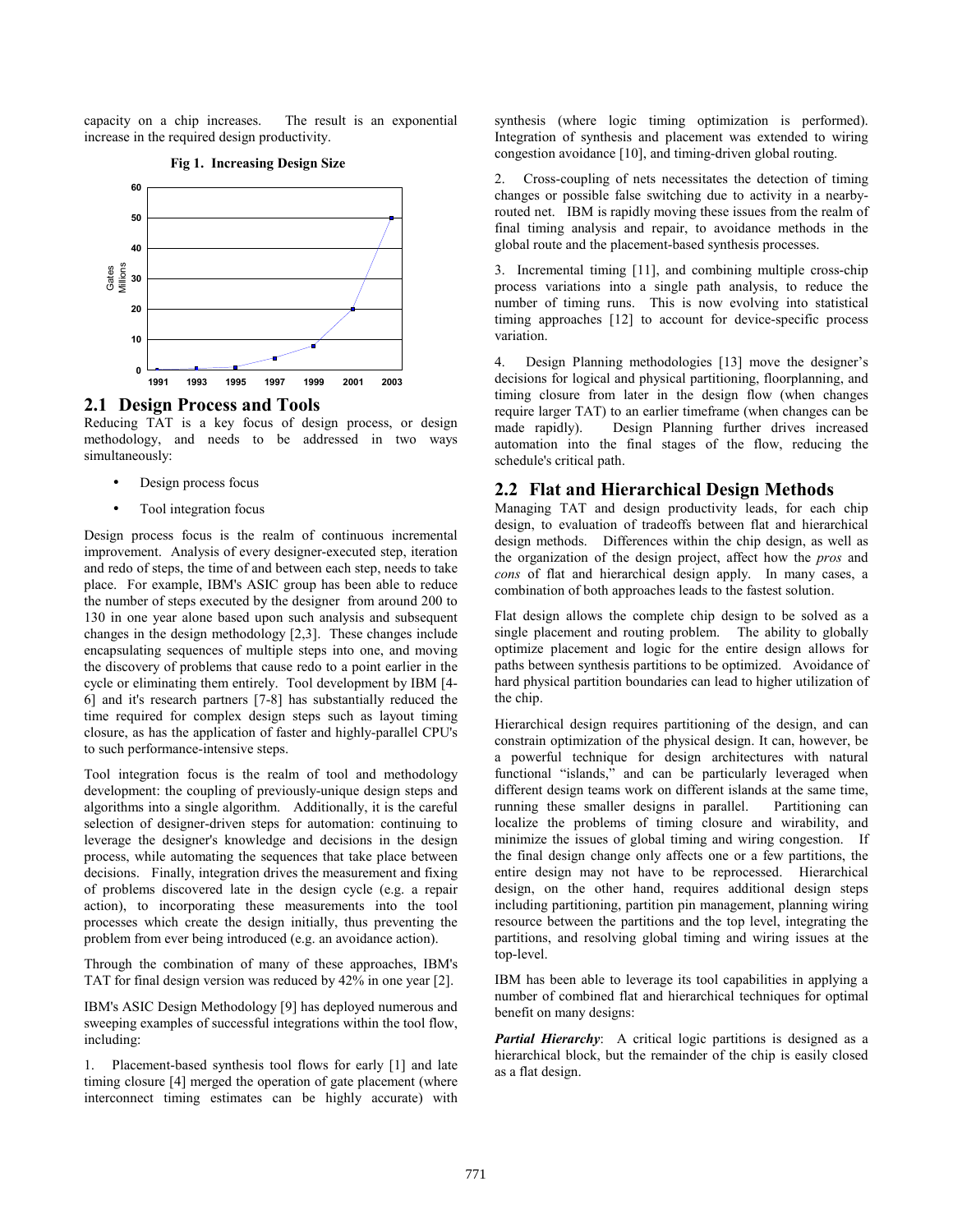capacity on a chip increases. The result is an exponential increase in the required design productivity.

**Fig 1. Increasing Design Size**

## 2.1 Design Process and Tools

Reducing TAT is a key focus of design process, or design methodology, and needs to be addressed in two ways simultaneously:

- Design process focus
- Tool integration focus

Design process focus is the realm of continuous incremental improvement. Analysis of every designer-executed step, iteration and redo of steps, the time of and between each step, needs to take place. For example, IBM's ASIC group has been able to reduce the number of steps executed by the designer from around 200 to 130 in one year alone based upon such analysis and subsequent changes in the design methodology [2,3]. These changes include encapsulating sequences of multiple steps into one, and moving the discovery of problems that cause redo to a point earlier in the cycle or eliminating them entirely. Tool development by IBM [4-6] and it's research partners [7-8] has substantially reduced the time required for complex design steps such as layout timing closure, as has the application of faster and highly-parallel CPU's to such performance-intensive steps.

Tool integration focus is the realm of tool and methodology development: the coupling of previously-unique design steps and algorithms into a single algorithm. Additionally, it is the careful selection of designer-driven steps for automation: continuing to leverage the designer's knowledge and decisions in the design process, while automating the sequences that take place between decisions. Finally, integration drives the measurement and fixing of problems discovered late in the design cycle (e.g. a repair action), to incorporating these measurements into the tool processes which create the design initially, thus preventing the problem from ever being introduced (e.g. an avoidance action).

Through the combination of many of these approaches, IBM's TAT for final design version was reduced by 42% in one year [2].

IBM's ASIC Design Methodology [9] has deployed numerous and sweeping examples of successful integrations within the tool flow, including:

1. Placement-based synthesis tool flows for early [1] and late timing closure [4] merged the operation of gate placement (where interconnect timing estimates can be highly accurate) with synthesis (where logic timing optimization is performed). Integration of synthesis and placement was extended to wiring congestion avoidance [10], and timing-driven global routing.

2. Cross-coupling of nets necessitates the detection of timing changes or possible false switching due to activity in a nearby-routed net. IBM is rapidly moving these issues from the realm of final timing analysis and repair, to avoidance methods in the global route and the placement-based synthesis processes.

3. Incremental timing [11], and combining multiple cross-chip process variations into a single path analysis, to reduce the number of timing runs. This is now evolving into statistical timing approaches [12] to account for device-specific process variation.

4. Design Planning methodologies [13] move the designer's decisions for logical and physical partitioning, floorplanning, and timing closure from later in the design flow (when changes require larger TAT) to an earlier timeframe (when changes can be made rapidly). Design Planning further drives increased automation into the final stages of the flow, reducing the schedule's critical path.

## 2.2 Flat and Hierarchical Design Methods

Managing TAT and design productivity leads, for each chip design, to evaluation of tradeoffs between flat and hierarchical design methods. Differences within the chip design, as well as the organization of the design project, affect how the *pros* and *cons* of flat and hierarchical design apply. In many cases, a combination of both approaches leads to the fastest solution.

Flat design allows the complete chip design to be solved as a single placement and routing problem. The ability to globally optimize placement and logic for the entire design allows for paths between synthesis partitions to be optimized. Avoidance of hard physical partition boundaries can lead to higher utilization of the chip.

Hierarchical design requires partitioning of the design, and can constrain optimization of the physical design. It can, however, be a powerful technique for design architectures with natural functional "islands," and can be particularly leveraged when different design teams work on different islands at the same time, running these smaller designs in parallel. Partitioning can localize the problems of timing closure and wirability, and minimize the issues of global timing and wiring congestion. If the final design change only affects one or a few partitions, the entire design may not have to be reprocessed. Hierarchical design, on the other hand, requires additional design steps including partitioning, partition pin management, planning wiring resource between the partitions and the top level, integrating the partitions, and resolving global timing and wiring issues at the top-level.

IBM has been able to leverage its tool capabilities in applying a number of combined flat and hierarchical techniques for optimal benefit on many designs:

***Partial Hierarchy***: A critical logic partitions is designed as a hierarchical block, but the remainder of the chip is easily closed as a flat design.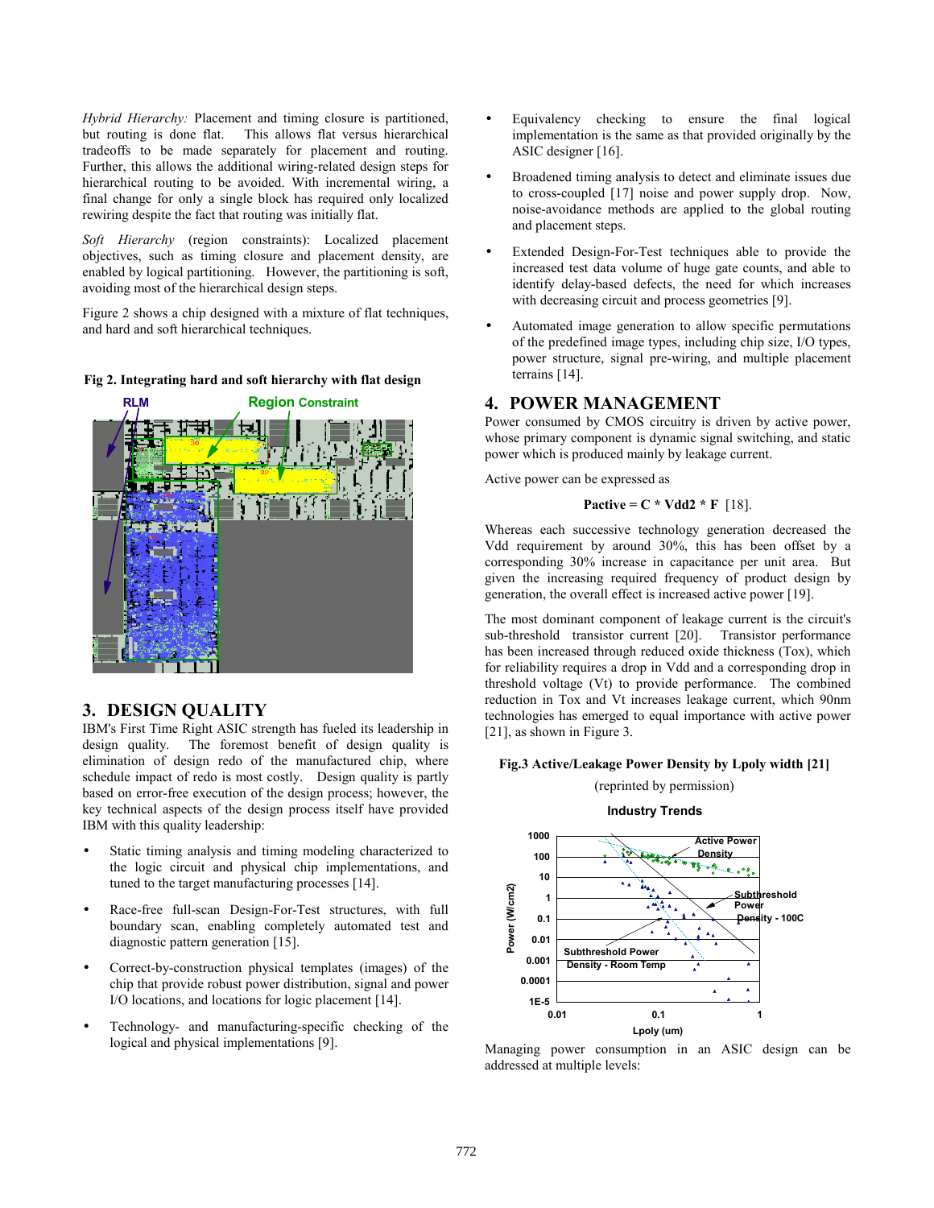*Hybrid Hierarchy:* Placement and timing closure is partitioned, but routing is done flat. This allows flat versus hierarchical tradeoffs to be made separately for placement and routing. Further, this allows the additional wiring-related design steps for hierarchical routing to be avoided. With incremental wiring, a final change for only a single block has required only localized rewiring despite the fact that routing was initially flat.

*Soft Hierarchy* (region constraints): Localized placement objectives, such as timing closure and placement density, are enabled by logical partitioning. However, the partitioning is soft, avoiding most of the hierarchical design steps.

Figure 2 shows a chip designed with a mixture of flat techniques, and hard and soft hierarchical techniques.

**Fig 2. Integrating hard and soft hierarchy with flat design**

## 3. DESIGN QUALITY

IBM's First Time Right ASIC strength has fueled its leadership in design quality. The foremost benefit of design quality is elimination of design redo of the manufactured chip, where schedule impact of redo is most costly. Design quality is partly based on error-free execution of the design process; however, the key technical aspects of the design process itself have provided IBM with this quality leadership:

- Static timing analysis and timing modeling characterized to the logic circuit and physical chip implementations, and tuned to the target manufacturing processes [14].
- Race-free full-scan Design-For-Test structures, with full boundary scan, enabling completely automated test and diagnostic pattern generation [15].
- Correct-by-construction physical templates (images) of the chip that provide robust power distribution, signal and power I/O locations, and locations for logic placement [14].
- Technology- and manufacturing-specific checking of the logical and physical implementations [9].
- Equivalency checking to ensure the final logical implementation is the same as that provided originally by the ASIC designer [16].
- Broadened timing analysis to detect and eliminate issues due to cross-coupled [17] noise and power supply drop. Now, noise-avoidance methods are applied to the global routing and placement steps.
- Extended Design-For-Test techniques able to provide the increased test data volume of huge gate counts, and able to identify delay-based defects, the need for which increases with decreasing circuit and process geometries [9].
- Automated image generation to allow specific permutations of the predefined image types, including chip size, I/O types, power structure, signal pre-wiring, and multiple placement terrains [14].

## 4. POWER MANAGEMENT

Power consumed by CMOS circuitry is driven by active power, whose primary component is dynamic signal switching, and static power which is produced mainly by leakage current.

Active power can be expressed as

$$P_{active} = C * Vdd^2 * F \quad [18].$$

Whereas each successive technology generation decreased the Vdd requirement by around 30%, this has been offset by a corresponding 30% increase in capacitance per unit area. But given the increasing required frequency of product design by generation, the overall effect is increased active power [19].

The most dominant component of leakage current is the circuit's sub-threshold transistor current [20]. Transistor performance has been increased through reduced oxide thickness (Tox), which for reliability requires a drop in Vdd and a corresponding drop in threshold voltage (Vt) to provide performance. The combined reduction in Tox and Vt increases leakage current, which 90nm technologies has emerged to equal importance with active power [21], as shown in Figure 3.

**Fig.3 Active/Leakage Power Density by Lpoly width [21]**

(reprinted by permission)

Managing power consumption in an ASIC design can be addressed at multiple levels: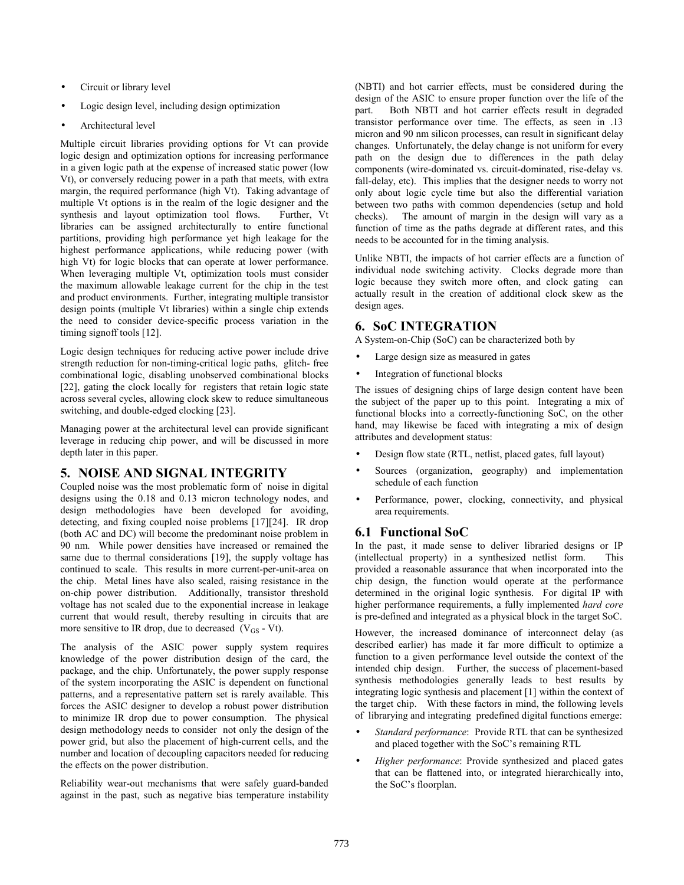- Circuit or library level
- Logic design level, including design optimization
- Architectural level

Multiple circuit libraries providing options for Vt can provide logic design and optimization options for increasing performance in a given logic path at the expense of increased static power (low Vt), or conversely reducing power in a path that meets, with extra margin, the required performance (high Vt). Taking advantage of multiple Vt options is in the realm of the logic designer and the synthesis and layout optimization tool flows. Further, Vt libraries can be assigned architecturally to entire functional partitions, providing high performance yet high leakage for the highest performance applications, while reducing power (with high Vt) for logic blocks that can operate at lower performance. When leveraging multiple Vt, optimization tools must consider the maximum allowable leakage current for the chip in the test and product environments. Further, integrating multiple transistor design points (multiple Vt libraries) within a single chip extends the need to consider device-specific process variation in the timing signoff tools [12].

Logic design techniques for reducing active power include drive strength reduction for non-timing-critical logic paths, glitch- free combinational logic, disabling unobserved combinational blocks [22], gating the clock locally for registers that retain logic state across several cycles, allowing clock skew to reduce simultaneous switching, and double-edged clocking [23].

Managing power at the architectural level can provide significant leverage in reducing chip power, and will be discussed in more depth later in this paper.

## 5. NOISE AND SIGNAL INTEGRITY

Coupled noise was the most problematic form of noise in digital designs using the 0.18 and 0.13 micron technology nodes, and design methodologies have been developed for avoiding, detecting, and fixing coupled noise problems [17][24]. IR drop (both AC and DC) will become the predominant noise problem in 90 nm. While power densities have increased or remained the same due to thermal considerations [19], the supply voltage has continued to scale. This results in more current-per-unit-area on the chip. Metal lines have also scaled, raising resistance in the on-chip power distribution. Additionally, transistor threshold voltage has not scaled due to the exponential increase in leakage current that would result, thereby resulting in circuits that are more sensitive to IR drop, due to decreased ($V_{GS}$ - Vt).

The analysis of the ASIC power supply system requires knowledge of the power distribution design of the card, the package, and the chip. Unfortunately, the power supply response of the system incorporating the ASIC is dependent on functional patterns, and a representative pattern set is rarely available. This forces the ASIC designer to develop a robust power distribution to minimize IR drop due to power consumption. The physical design methodology needs to consider not only the design of the power grid, but also the placement of high-current cells, and the number and location of decoupling capacitors needed for reducing the effects on the power distribution.

Reliability wear-out mechanisms that were safely guard-banded against in the past, such as negative bias temperature instability (NBTI) and hot carrier effects, must be considered during the design of the ASIC to ensure proper function over the life of the part. Both NBTI and hot carrier effects result in degraded transistor performance over time. The effects, as seen in .13 micron and 90 nm silicon processes, can result in significant delay changes. Unfortunately, the delay change is not uniform for every path on the design due to differences in the path delay components (wire-dominated vs. circuit-dominated, rise-delay vs. fall-delay, etc). This implies that the designer needs to worry not only about logic cycle time but also the differential variation between two paths with common dependencies (setup and hold checks). The amount of margin in the design will vary as a function of time as the paths degrade at different rates, and this needs to be accounted for in the timing analysis.

Unlike NBTI, the impacts of hot carrier effects are a function of individual node switching activity. Clocks degrade more than logic because they switch more often, and clock gating can actually result in the creation of additional clock skew as the design ages.

## 6. SoC INTEGRATION

A System-on-Chip (SoC) can be characterized both by

- Large design size as measured in gates
- Integration of functional blocks

The issues of designing chips of large design content have been the subject of the paper up to this point. Integrating a mix of functional blocks into a correctly-functioning SoC, on the other hand, may likewise be faced with integrating a mix of design attributes and development status:

- Design flow state (RTL, netlist, placed gates, full layout)
- Sources (organization, geography) and implementation schedule of each function
- Performance, power, clocking, connectivity, and physical area requirements.

### 6.1 Functional SoC

In the past, it made sense to deliver libraried designs or IP (intellectual property) in a synthesized netlist form. This provided a reasonable assurance that when incorporated into the chip design, the function would operate at the performance determined in the original logic synthesis. For digital IP with higher performance requirements, a fully implemented *hard core* is pre-defined and integrated as a physical block in the target SoC.

However, the increased dominance of interconnect delay (as described earlier) has made it far more difficult to optimize a function to a given performance level outside the context of the intended chip design. Further, the success of placement-based synthesis methodologies generally leads to best results by integrating logic synthesis and placement [1] within the context of the target chip. With these factors in mind, the following levels of librarying and integrating predefined digital functions emerge:

- *Standard performance*: Provide RTL that can be synthesized and placed together with the SoC's remaining RTL
- *Higher performance*: Provide synthesized and placed gates that can be flattened into, or integrated hierarchically into, the SoC's floorplan.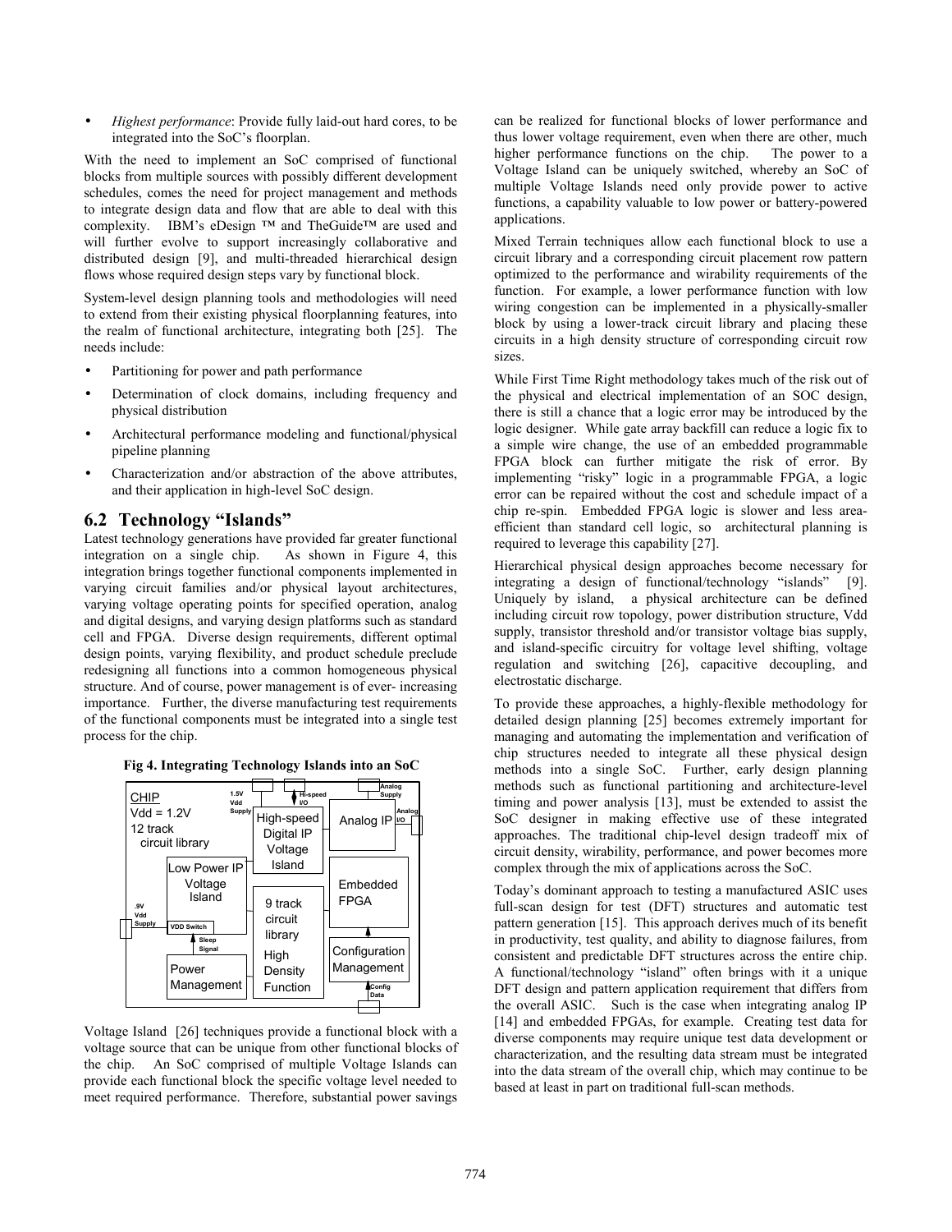- *Highest performance*: Provide fully laid-out hard cores, to be integrated into the SoC's floorplan.

With the need to implement an SoC comprised of functional blocks from multiple sources with possibly different development schedules, comes the need for project management and methods to integrate design data and flow that are able to deal with this complexity. IBM's eDesign ™ and TheGuide™ are used and will further evolve to support increasingly collaborative and distributed design [9], and multi-threaded hierarchical design flows whose required design steps vary by functional block.

System-level design planning tools and methodologies will need to extend from their existing physical floorplanning features, into the realm of functional architecture, integrating both [25]. The needs include:

- Partitioning for power and path performance
- Determination of clock domains, including frequency and physical distribution
- Architectural performance modeling and functional/physical pipeline planning
- Characterization and/or abstraction of the above attributes, and their application in high-level SoC design.

## 6.2 Technology "Islands"

Latest technology generations have provided far greater functional integration on a single chip. As shown in Figure 4, this integration brings together functional components implemented in varying circuit families and/or physical layout architectures, varying voltage operating points for specified operation, analog and digital designs, and varying design platforms such as standard cell and FPGA. Diverse design requirements, different optimal design points, varying flexibility, and product schedule preclude redesigning all functions into a common homogeneous physical structure. And of course, power management is of ever- increasing importance. Further, the diverse manufacturing test requirements of the functional components must be integrated into a single test process for the chip.

**Fig 4. Integrating Technology Islands into an SoC**

Voltage Island [26] techniques provide a functional block with a voltage source that can be unique from other functional blocks of the chip. An SoC comprised of multiple Voltage Islands can provide each functional block the specific voltage level needed to meet required performance. Therefore, substantial power savings can be realized for functional blocks of lower performance and thus lower voltage requirement, even when there are other, much higher performance functions on the chip. The power to a Voltage Island can be uniquely switched, whereby an SoC of multiple Voltage Islands need only provide power to active functions, a capability valuable to low power or battery-powered applications.

Mixed Terrain techniques allow each functional block to use a circuit library and a corresponding circuit placement row pattern optimized to the performance and wirability requirements of the function. For example, a lower performance function with low wiring congestion can be implemented in a physically-smaller block by using a lower-track circuit library and placing these circuits in a high density structure of corresponding circuit row sizes.

While First Time Right methodology takes much of the risk out of the physical and electrical implementation of an SOC design, there is still a chance that a logic error may be introduced by the logic designer. While gate array backfill can reduce a logic fix to a simple wire change, the use of an embedded programmable FPGA block can further mitigate the risk of error. By implementing "risky" logic in a programmable FPGA, a logic error can be repaired without the cost and schedule impact of a chip re-spin. Embedded FPGA logic is slower and less area-efficient than standard cell logic, so architectural planning is required to leverage this capability [27].

Hierarchical physical design approaches become necessary for integrating a design of functional/technology "islands" [9]. Uniquely by island, a physical architecture can be defined including circuit row topology, power distribution structure, Vdd supply, transistor threshold and/or transistor voltage bias supply, and island-specific circuitry for voltage level shifting, voltage regulation and switching [26], capacitive decoupling, and electrostatic discharge.

To provide these approaches, a highly-flexible methodology for detailed design planning [25] becomes extremely important for managing and automating the implementation and verification of chip structures needed to integrate all these physical design methods into a single SoC. Further, early design planning methods such as functional partitioning and architecture-level timing and power analysis [13], must be extended to assist the SoC designer in making effective use of these integrated approaches. The traditional chip-level design tradeoff mix of circuit density, wirability, performance, and power becomes more complex through the mix of applications across the SoC.

Today's dominant approach to testing a manufactured ASIC uses full-scan design for test (DFT) structures and automatic test pattern generation [15]. This approach derives much of its benefit in productivity, test quality, and ability to diagnose failures, from consistent and predictable DFT structures across the entire chip. A functional/technology "island" often brings with it a unique DFT design and pattern application requirement that differs from the overall ASIC. Such is the case when integrating analog IP [14] and embedded FPGAs, for example. Creating test data for diverse components may require unique test data development or characterization, and the resulting data stream must be integrated into the data stream of the overall chip, which may continue to be based at least in part on traditional full-scan methods.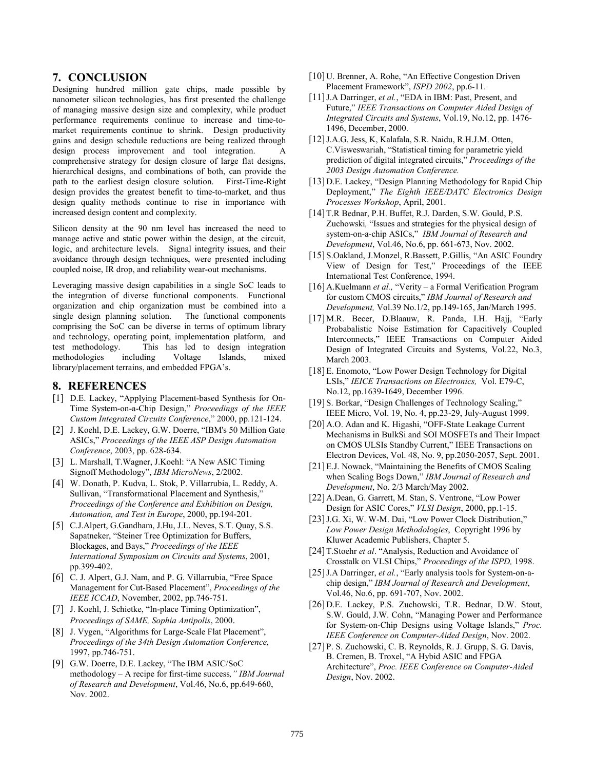## 7. CONCLUSION

Designing hundred million gate chips, made possible by nanometer silicon technologies, has first presented the challenge of managing massive design size and complexity, while product performance requirements continue to increase and time-to-market requirements continue to shrink. Design productivity gains and design schedule reductions are being realized through design process improvement and tool integration. A comprehensive strategy for design closure of large flat designs, hierarchical designs, and combinations of both, can provide the path to the earliest design closure solution. First-Time-Right design provides the greatest benefit to time-to-market, and thus design quality methods continue to rise in importance with increased design content and complexity.

Silicon density at the 90 nm level has increased the need to manage active and static power within the design, at the circuit, logic, and architecture levels. Signal integrity issues, and their avoidance through design techniques, were presented including coupled noise, IR drop, and reliability wear-out mechanisms.

Leveraging massive design capabilities in a single SoC leads to the integration of diverse functional components. Functional organization and chip organization must be combined into a single design planning solution. The functional components comprising the SoC can be diverse in terms of optimum library and technology, operating point, implementation platform, and test methodology. This has led to design integration methodologies including Voltage Islands, mixed library/placement terrains, and embedded FPGA's.

## 8. REFERENCES

[1] D.E. Lackey, "Applying Placement-based Synthesis for On-Time System-on-a-Chip Design," *Proceedings of the IEEE Custom Integrated Circuits Conference*," 2000, pp.121-124.

[2] J. Koehl, D.E. Lackey, G.W. Doerre, "IBM's 50 Million Gate ASICs," *Proceedings of the IEEE ASP Design Automation Conference*, 2003, pp. 628-634.

[3] L. Marshall, T.Wagner, J.Koehl: "A New ASIC Timing Signoff Methodology", *IBM MicroNews*, 2/2002.

[4] W. Donath, P. Kudva, L. Stok, P. Villarrubia, L. Reddy, A. Sullivan, "Transformational Placement and Synthesis," *Proceedings of the Conference and Exhibition on Design, Automation, and Test in Europe*, 2000, pp.194-201.

[5] C.J.Alpert, G.Gandham, J.Hu, J.L. Neves, S.T. Quay, S.S. Sapatneker, "Steiner Tree Optimization for Buffers, Blockages, and Bays," *Proceedings of the IEEE International Symposium on Circuits and Systems*, 2001, pp.399-402.

[6] C. J. Alpert, G.J. Nam, and P. G. Villarrubia, "Free Space Management for Cut-Based Placement", *Proceedings of the IEEE ICCAD*, November, 2002, pp.746-751.

[7] J. Koehl, J. Schietke, "In-place Timing Optimization", *Proceedings of SAME, Sophia Antipolis*, 2000.

[8] J. Vygen, "Algorithms for Large-Scale Flat Placement", *Proceedings of the 34th Design Automation Conference,* 1997, pp.746-751.

[9] G.W. Doerre, D.E. Lackey, "The IBM ASIC/SoC methodology – A recipe for first-time success*," IBM Journal of Research and Development*, Vol.46, No.6, pp.649-660, Nov. 2002.

[10] U. Brenner, A. Rohe, "An Effective Congestion Driven Placement Framework", *ISPD 2002*, pp.6-11.

[11] J.A Darringer, *et al.*, "EDA in IBM: Past, Present, and Future," *IEEE Transactions on Computer Aided Design of Integrated Circuits and Systems*, Vol.19, No.12, pp. 1476-1496, December, 2000.

[12] J.A.G. Jess, K, Kalafala, S.R. Naidu, R.H.J.M. Otten, C.Visweswariah, "Statistical timing for parametric yield prediction of digital integrated circuits," *Proceedings of the 2003 Design Automation Conference.*

[13] D.E. Lackey, "Design Planning Methodology for Rapid Chip Deployment," *The Eighth IEEE/DATC Electronics Design Processes Workshop*, April, 2001.

[14] T.R Bednar, P.H. Buffet, R.J. Darden, S.W. Gould, P.S. Zuchowski*,* "Issues and strategies for the physical design of system-on-a-chip ASICs," *IBM Journal of Research and Development*, Vol.46, No.6, pp. 661-673, Nov. 2002.

[15] S.Oakland, J.Monzel, R.Bassett, P.Gillis, "An ASIC Foundry View of Design for Test," Proceedings of the IEEE International Test Conference, 1994.

[16] A.Kuelmann *et al.,* "Verity – a Formal Verification Program for custom CMOS circuits," *IBM Journal of Research and Development,* Vol.39 No.1/2, pp.149-165, Jan/March 1995.

[17] M.R. Becer, D.Blaauw, R. Panda, I.H. Hajj, "Early Probabalistic Noise Estimation for Capacitively Coupled Interconnects," IEEE Transactions on Computer Aided Design of Integrated Circuits and Systems, Vol.22, No.3, March 2003.

[18] E. Enomoto, "Low Power Design Technology for Digital LSIs," *IEICE Transactions on Electronics,* Vol. E79-C, No.12, pp.1639-1649, December 1996.

[19] S. Borkar, "Design Challenges of Technology Scaling," IEEE Micro, Vol. 19, No. 4, pp.23-29, July-August 1999.

[20] A.O. Adan and K. Higashi, "OFF-State Leakage Current Mechanisms in BulkSi and SOI MOSFETs and Their Impact on CMOS ULSIs Standby Current," IEEE Transactions on Electron Devices, Vol. 48, No. 9, pp.2050-2057, Sept. 2001.

[21] E.J. Nowack, "Maintaining the Benefits of CMOS Scaling when Scaling Bogs Down," *IBM Journal of Research and Development*, No. 2/3 March/May 2002.

[22] A.Dean, G. Garrett, M. Stan, S. Ventrone, "Low Power Design for ASIC Cores," *VLSI Design*, 2000, pp.1-15.

[23] J.G. Xi, W. W-M. Dai, "Low Power Clock Distribution," *Low Power Design Methodologies*, Copyright 1996 by Kluwer Academic Publishers, Chapter 5.

[24] T.Stoehr *et al*. "Analysis, Reduction and Avoidance of Crosstalk on VLSI Chips," *Proceedings of the ISPD,* 1998.

[25] J.A Darringer, *et al.*, "Early analysis tools for System-on-a-chip design," *IBM Journal of Research and Development*, Vol.46, No.6, pp. 691-707, Nov. 2002.

[26] D.E. Lackey, P.S. Zuchowski, T.R. Bednar, D.W. Stout, S.W. Gould, J.W. Cohn, "Managing Power and Performance for System-on-Chip Designs using Voltage Islands," *Proc. IEEE Conference on Computer-Aided Design*, Nov. 2002.

[27] P. S. Zuchowski, C. B. Reynolds, R. J. Grupp, S. G. Davis, B. Cremen, B. Troxel, "A Hybid ASIC and FPGA Architecture", *Proc. IEEE Conference on Computer-Aided Design*, Nov. 2002.